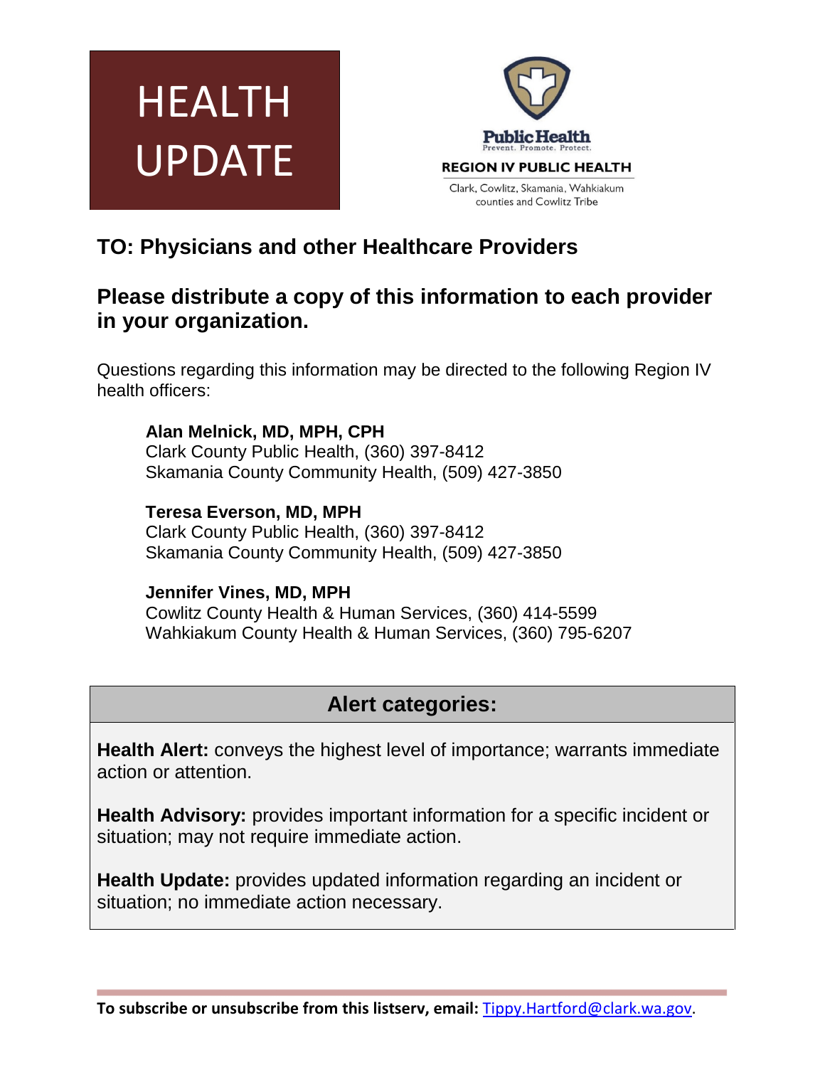# HEALTH UPDATE

**Public Health**
Prevent. Promote. Protect.

**REGION IV PUBLIC HEALTH**

Clark, Cowlitz, Skamania, Wahkiakum counties and Cowlitz Tribe

## TO: Physicians and other Healthcare Providers

## Please distribute a copy of this information to each provider in your organization.

Questions regarding this information may be directed to the following Region IV health officers:

**Alan Melnick, MD, MPH, CPH**
Clark County Public Health, (360) 397-8412
Skamania County Community Health, (509) 427-3850

**Teresa Everson, MD, MPH**
Clark County Public Health, (360) 397-8412
Skamania County Community Health, (509) 427-3850

**Jennifer Vines, MD, MPH**
Cowlitz County Health & Human Services, (360) 414-5599
Wahkiakum County Health & Human Services, (360) 795-6207

### Alert categories:

**Health Alert:** conveys the highest level of importance; warrants immediate action or attention.

**Health Advisory:** provides important information for a specific incident or situation; may not require immediate action.

**Health Update:** provides updated information regarding an incident or situation; no immediate action necessary.

**To subscribe or unsubscribe from this listserv, email:** Tippy.Hartford@clark.wa.gov.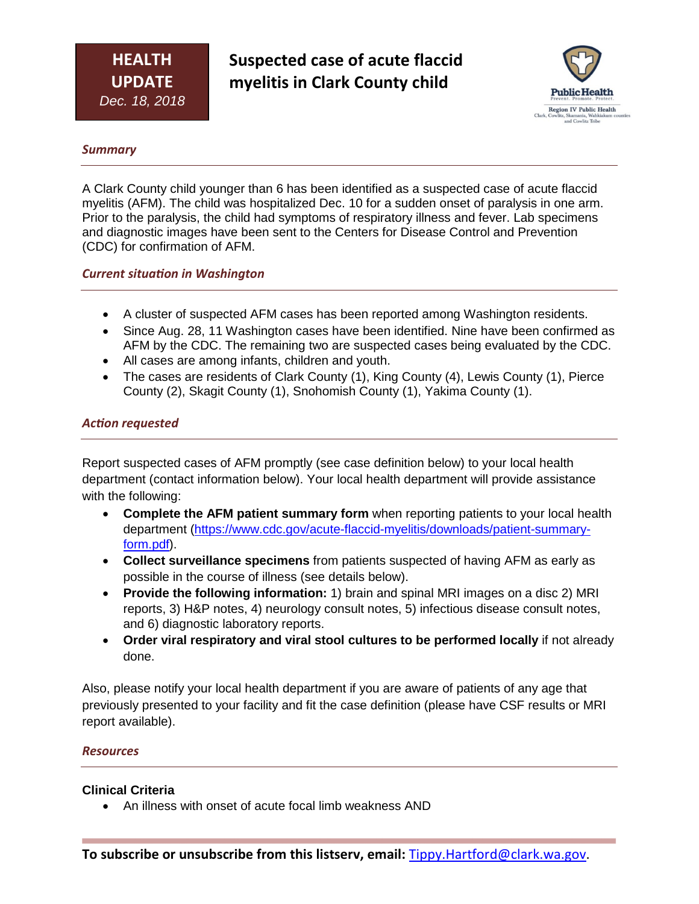**HEALTH UPDATE**
*Dec. 18, 2018*

# Suspected case of acute flaccid myelitis in Clark County child

## *Summary*

A Clark County child younger than 6 has been identified as a suspected case of acute flaccid myelitis (AFM). The child was hospitalized Dec. 10 for a sudden onset of paralysis in one arm. Prior to the paralysis, the child had symptoms of respiratory illness and fever. Lab specimens and diagnostic images have been sent to the Centers for Disease Control and Prevention (CDC) for confirmation of AFM.

## *Current situation in Washington*

- A cluster of suspected AFM cases has been reported among Washington residents.
- Since Aug. 28, 11 Washington cases have been identified. Nine have been confirmed as AFM by the CDC. The remaining two are suspected cases being evaluated by the CDC.
- All cases are among infants, children and youth.
- The cases are residents of Clark County (1), King County (4), Lewis County (1), Pierce County (2), Skagit County (1), Snohomish County (1), Yakima County (1).

## *Action requested*

Report suspected cases of AFM promptly (see case definition below) to your local health department (contact information below). Your local health department will provide assistance with the following:

- **Complete the AFM patient summary form** when reporting patients to your local health department (https://www.cdc.gov/acute-flaccid-myelitis/downloads/patient-summary-form.pdf).
- **Collect surveillance specimens** from patients suspected of having AFM as early as possible in the course of illness (see details below).
- **Provide the following information:** 1) brain and spinal MRI images on a disc 2) MRI reports, 3) H&P notes, 4) neurology consult notes, 5) infectious disease consult notes, and 6) diagnostic laboratory reports.
- **Order viral respiratory and viral stool cultures to be performed locally** if not already done.

Also, please notify your local health department if you are aware of patients of any age that previously presented to your facility and fit the case definition (please have CSF results or MRI report available).

## *Resources*

**Clinical Criteria**

- An illness with onset of acute focal limb weakness AND

**To subscribe or unsubscribe from this listserv, email:** Tippy.Hartford@clark.wa.gov.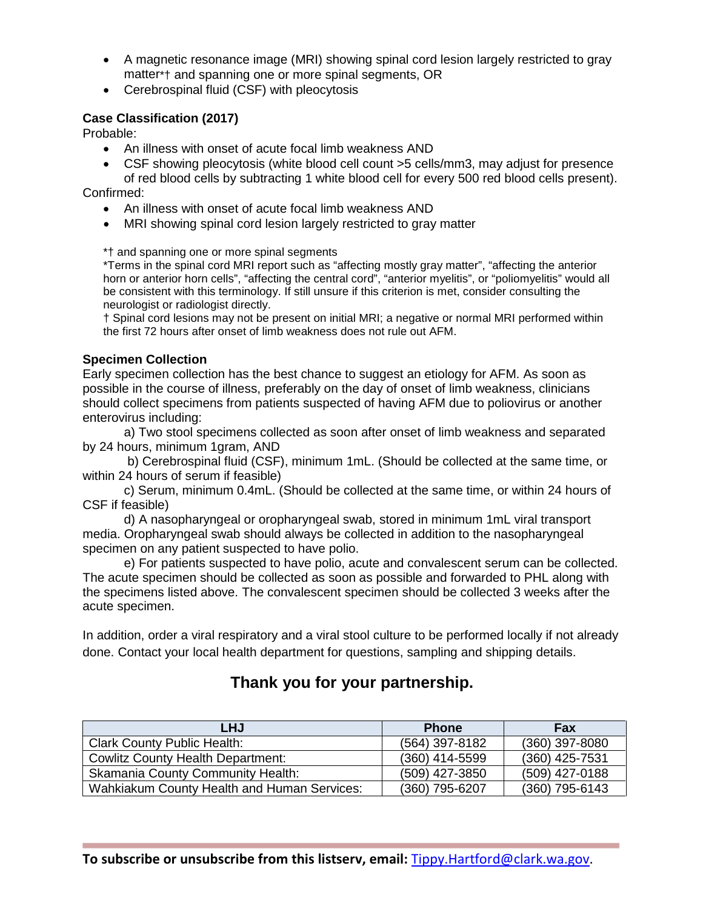- A magnetic resonance image (MRI) showing spinal cord lesion largely restricted to gray matter*† and spanning one or more spinal segments, OR
- Cerebrospinal fluid (CSF) with pleocytosis

**Case Classification (2017)**

Probable:

- An illness with onset of acute focal limb weakness AND
- CSF showing pleocytosis (white blood cell count >5 cells/mm3, may adjust for presence of red blood cells by subtracting 1 white blood cell for every 500 red blood cells present).

Confirmed:

- An illness with onset of acute focal limb weakness AND
- MRI showing spinal cord lesion largely restricted to gray matter

*† and spanning one or more spinal segments

*Terms in the spinal cord MRI report such as "affecting mostly gray matter", "affecting the anterior horn or anterior horn cells", "affecting the central cord", "anterior myelitis", or "poliomyelitis" would all be consistent with this terminology. If still unsure if this criterion is met, consider consulting the neurologist or radiologist directly.

† Spinal cord lesions may not be present on initial MRI; a negative or normal MRI performed within the first 72 hours after onset of limb weakness does not rule out AFM.

**Specimen Collection**

Early specimen collection has the best chance to suggest an etiology for AFM. As soon as possible in the course of illness, preferably on the day of onset of limb weakness, clinicians should collect specimens from patients suspected of having AFM due to poliovirus or another enterovirus including:

a) Two stool specimens collected as soon after onset of limb weakness and separated by 24 hours, minimum 1gram, AND

b) Cerebrospinal fluid (CSF), minimum 1mL. (Should be collected at the same time, or within 24 hours of serum if feasible)

c) Serum, minimum 0.4mL. (Should be collected at the same time, or within 24 hours of CSF if feasible)

d) A nasopharyngeal or oropharyngeal swab, stored in minimum 1mL viral transport media. Oropharyngeal swab should always be collected in addition to the nasopharyngeal specimen on any patient suspected to have polio.

e) For patients suspected to have polio, acute and convalescent serum can be collected. The acute specimen should be collected as soon as possible and forwarded to PHL along with the specimens listed above. The convalescent specimen should be collected 3 weeks after the acute specimen.

In addition, order a viral respiratory and a viral stool culture to be performed locally if not already done. Contact your local health department for questions, sampling and shipping details.

## Thank you for your partnership.

| LHJ | Phone | Fax |
| --- | --- | --- |
| Clark County Public Health: | (564) 397-8182 | (360) 397-8080 |
| Cowlitz County Health Department: | (360) 414-5599 | (360) 425-7531 |
| Skamania County Community Health: | (509) 427-3850 | (509) 427-0188 |
| Wahkiakum County Health and Human Services: | (360) 795-6207 | (360) 795-6143 |

**To subscribe or unsubscribe from this listserv, email:** Tippy.Hartford@clark.wa.gov.